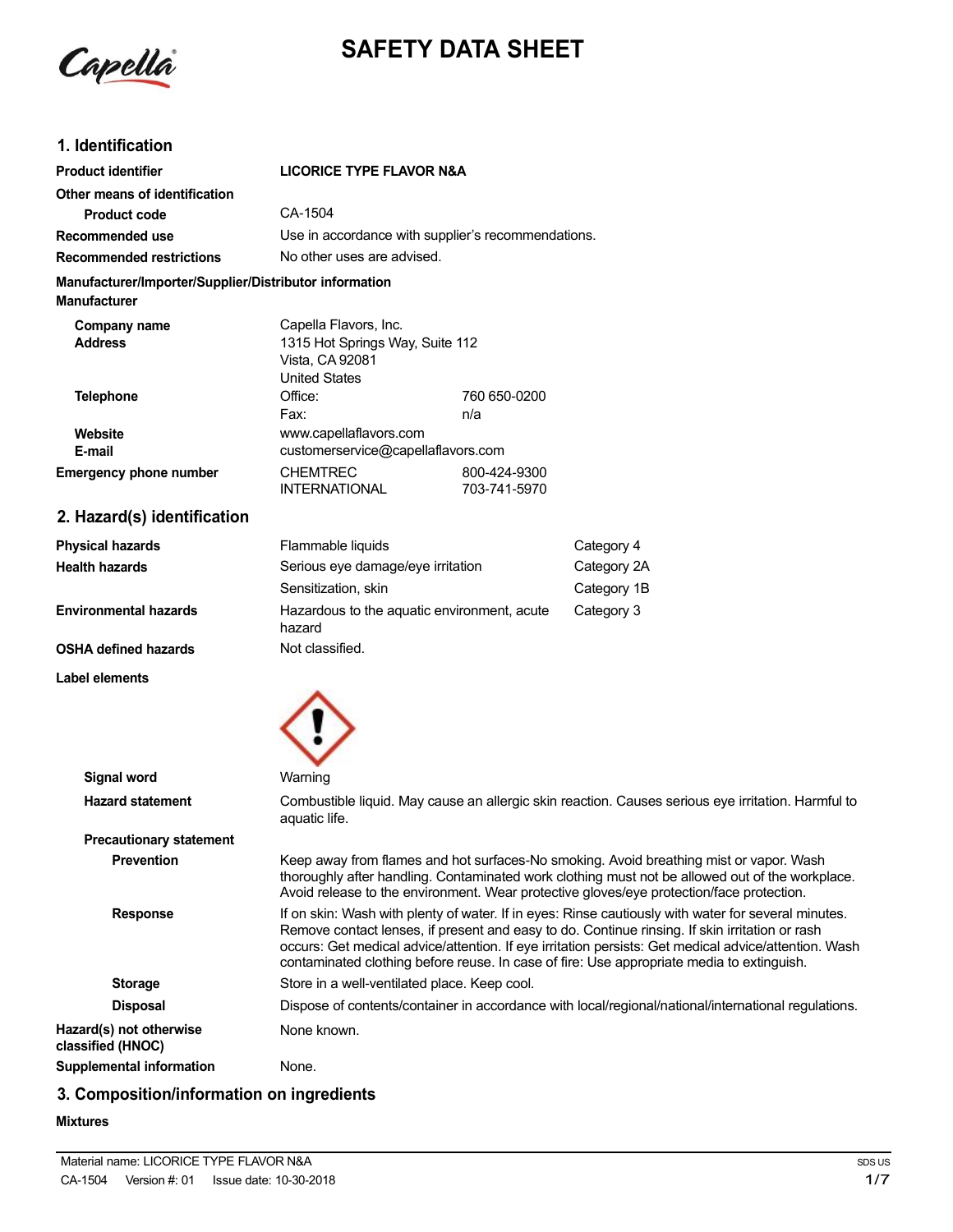# SAFETY DATA SHEET

## 1. Identification

| | | |
|---|---|---|
| **Product identifier** | **LICORICE TYPE FLAVOR N&A** | |
| **Other means of identification** | | |
| **Product code** | CA-1504 | |
| **Recommended use** | Use in accordance with supplier's recommendations. | |
| **Recommended restrictions** | No other uses are advised. | |

**Manufacturer/Importer/Supplier/Distributor information**

**Manufacturer**

| | | |
|---|---|---|
| **Company name** | Capella Flavors, Inc. | |
| **Address** | 1315 Hot Springs Way, Suite 112<br>Vista, CA 92081<br>United States | |
| **Telephone** | Office: | 760 650-0200 |
| | Fax: | n/a |
| **Website** | www.capellaflavors.com | |
| **E-mail** | customerservice@capellaflavors.com | |
| **Emergency phone number** | CHEMTREC | 800-424-9300 |
| | INTERNATIONAL | 703-741-5970 |

## 2. Hazard(s) identification

| | | |
|---|---|---|
| **Physical hazards** | Flammable liquids | Category 4 |
| **Health hazards** | Serious eye damage/eye irritation | Category 2A |
| | Sensitization, skin | Category 1B |
| **Environmental hazards** | Hazardous to the aquatic environment, acute hazard | Category 3 |
| **OSHA defined hazards** | Not classified. | |

**Label elements**

**Signal word** Warning

**Hazard statement** Combustible liquid. May cause an allergic skin reaction. Causes serious eye irritation. Harmful to aquatic life.

**Precautionary statement**

**Prevention** Keep away from flames and hot surfaces-No smoking. Avoid breathing mist or vapor. Wash thoroughly after handling. Contaminated work clothing must not be allowed out of the workplace. Avoid release to the environment. Wear protective gloves/eye protection/face protection.

**Response** If on skin: Wash with plenty of water. If in eyes: Rinse cautiously with water for several minutes. Remove contact lenses, if present and easy to do. Continue rinsing. If skin irritation or rash occurs: Get medical advice/attention. If eye irritation persists: Get medical advice/attention. Wash contaminated clothing before reuse. In case of fire: Use appropriate media to extinguish.

**Storage** Store in a well-ventilated place. Keep cool.

**Disposal** Dispose of contents/container in accordance with local/regional/national/international regulations.

**Hazard(s) not otherwise classified (HNOC)** None known.

**Supplemental information** None.

## 3. Composition/information on ingredients

**Mixtures**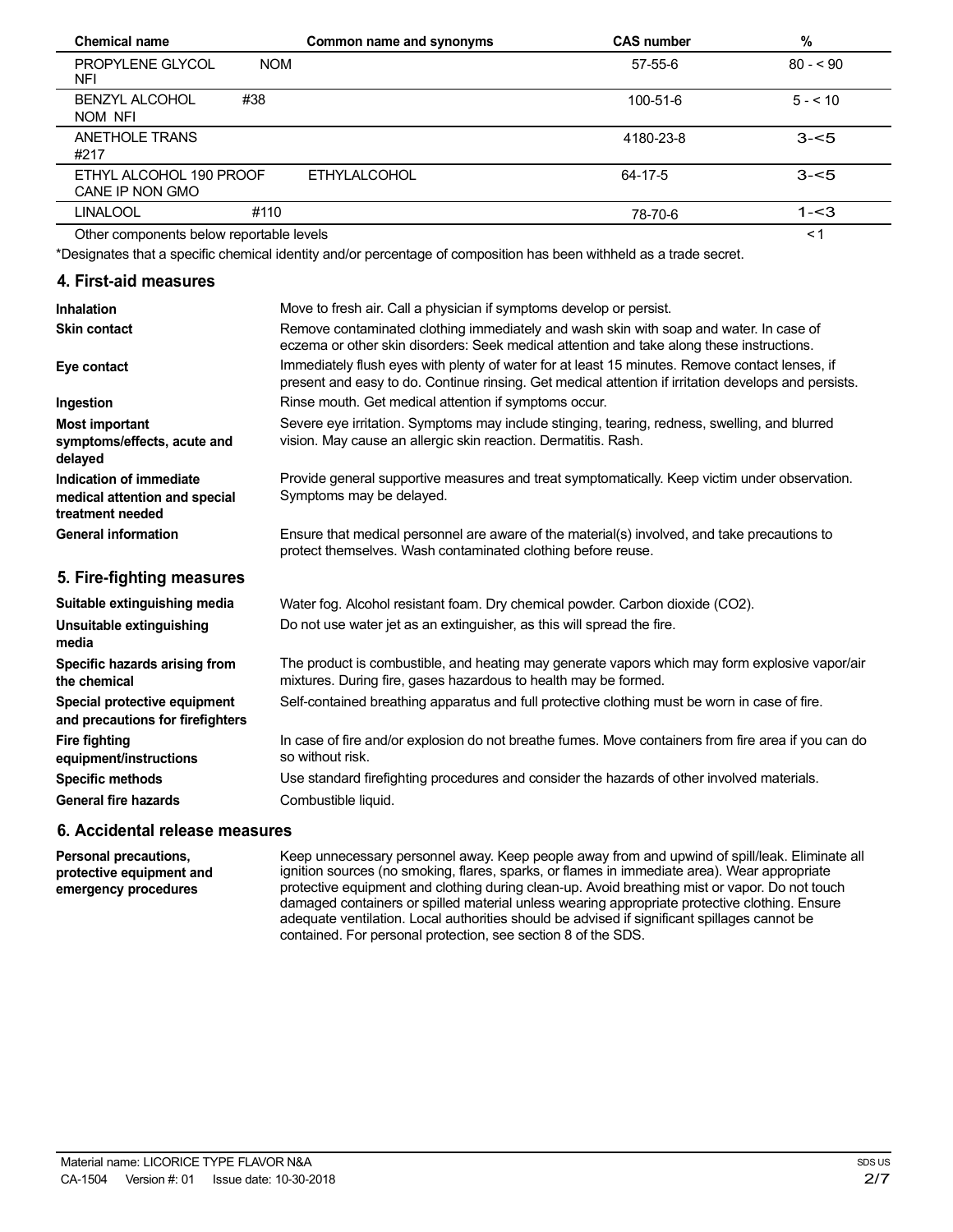| Chemical name | Common name and synonyms | CAS number | % |
|---|---|---|---|
| PROPYLENE GLYCOL NOM NFI | | 57-55-6 | 80 - < 90 |
| BENZYL ALCOHOL #38 NOM NFI | | 100-51-6 | 5 - < 10 |
| ANETHOLE TRANS #217 | | 4180-23-8 | 3-<5 |
| ETHYL ALCOHOL 190 PROOF CANE IP NON GMO | ETHYLALCOHOL | 64-17-5 | 3-<5 |
| LINALOOL #110 | | 78-70-6 | 1-<3 |
| Other components below reportable levels | | | < 1 |

*Designates that a specific chemical identity and/or percentage of composition has been withheld as a trade secret.

## 4. First-aid measures

**Inhalation**
Move to fresh air. Call a physician if symptoms develop or persist.

**Skin contact**
Remove contaminated clothing immediately and wash skin with soap and water. In case of eczema or other skin disorders: Seek medical attention and take along these instructions.

**Eye contact**
Immediately flush eyes with plenty of water for at least 15 minutes. Remove contact lenses, if present and easy to do. Continue rinsing. Get medical attention if irritation develops and persists.

**Ingestion**
Rinse mouth. Get medical attention if symptoms occur.

**Most important symptoms/effects, acute and delayed**
Severe eye irritation. Symptoms may include stinging, tearing, redness, swelling, and blurred vision. May cause an allergic skin reaction. Dermatitis. Rash.

**Indication of immediate medical attention and special treatment needed**
Provide general supportive measures and treat symptomatically. Keep victim under observation. Symptoms may be delayed.

**General information**
Ensure that medical personnel are aware of the material(s) involved, and take precautions to protect themselves. Wash contaminated clothing before reuse.

## 5. Fire-fighting measures

**Suitable extinguishing media**
Water fog. Alcohol resistant foam. Dry chemical powder. Carbon dioxide ($CO_2$).

**Unsuitable extinguishing media**
Do not use water jet as an extinguisher, as this will spread the fire.

**Specific hazards arising from the chemical**
The product is combustible, and heating may generate vapors which may form explosive vapor/air mixtures. During fire, gases hazardous to health may be formed.

**Special protective equipment and precautions for firefighters**
Self-contained breathing apparatus and full protective clothing must be worn in case of fire.

**Fire fighting equipment/instructions**
In case of fire and/or explosion do not breathe fumes. Move containers from fire area if you can do so without risk.

**Specific methods**
Use standard firefighting procedures and consider the hazards of other involved materials.

**General fire hazards**
Combustible liquid.

## 6. Accidental release measures

**Personal precautions, protective equipment and emergency procedures**
Keep unnecessary personnel away. Keep people away from and upwind of spill/leak. Eliminate all ignition sources (no smoking, flares, sparks, or flames in immediate area). Wear appropriate protective equipment and clothing during clean-up. Avoid breathing mist or vapor. Do not touch damaged containers or spilled material unless wearing appropriate protective clothing. Ensure adequate ventilation. Local authorities should be advised if significant spillages cannot be contained. For personal protection, see section 8 of the SDS.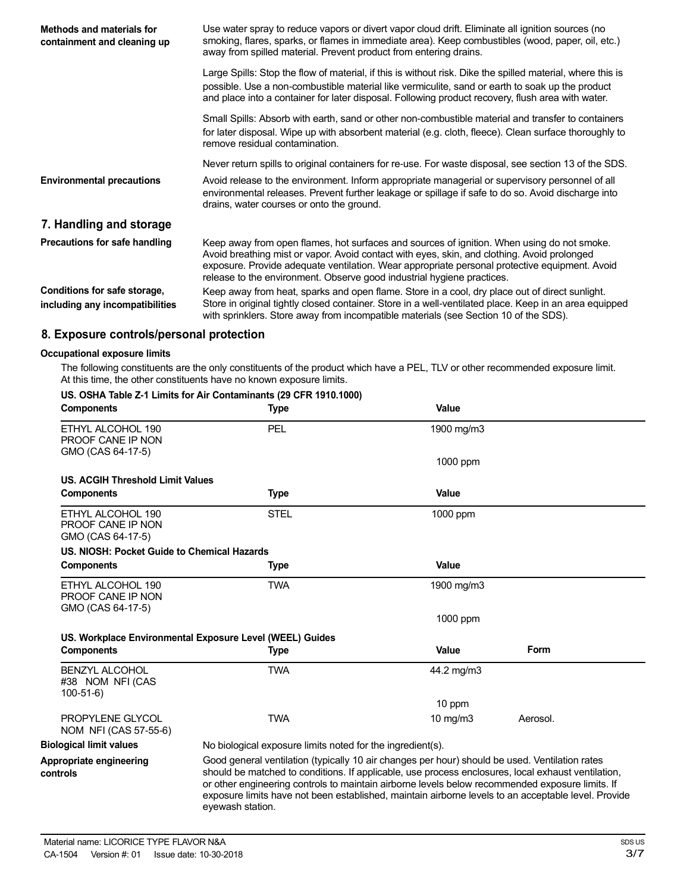**Methods and materials for containment and cleaning up**

Use water spray to reduce vapors or divert vapor cloud drift. Eliminate all ignition sources (no smoking, flares, sparks, or flames in immediate area). Keep combustibles (wood, paper, oil, etc.) away from spilled material. Prevent product from entering drains.

Large Spills: Stop the flow of material, if this is without risk. Dike the spilled material, where this is possible. Use a non-combustible material like vermiculite, sand or earth to soak up the product and place into a container for later disposal. Following product recovery, flush area with water.

Small Spills: Absorb with earth, sand or other non-combustible material and transfer to containers for later disposal. Wipe up with absorbent material (e.g. cloth, fleece). Clean surface thoroughly to remove residual contamination.

Never return spills to original containers for re-use. For waste disposal, see section 13 of the SDS.

**Environmental precautions**

Avoid release to the environment. Inform appropriate managerial or supervisory personnel of all environmental releases. Prevent further leakage or spillage if safe to do so. Avoid discharge into drains, water courses or onto the ground.

## 7. Handling and storage

**Precautions for safe handling**

Keep away from open flames, hot surfaces and sources of ignition. When using do not smoke. Avoid breathing mist or vapor. Avoid contact with eyes, skin, and clothing. Avoid prolonged exposure. Provide adequate ventilation. Wear appropriate personal protective equipment. Avoid release to the environment. Observe good industrial hygiene practices.

**Conditions for safe storage, including any incompatibilities**

Keep away from heat, sparks and open flame. Store in a cool, dry place out of direct sunlight. Store in original tightly closed container. Store in a well-ventilated place. Keep in an area equipped with sprinklers. Store away from incompatible materials (see Section 10 of the SDS).

## 8. Exposure controls/personal protection

**Occupational exposure limits**

The following constituents are the only constituents of the product which have a PEL, TLV or other recommended exposure limit. At this time, the other constituents have no known exposure limits.

**US. OSHA Table Z-1 Limits for Air Contaminants (29 CFR 1910.1000)**

| Components | Type | Value |
|---|---|---|
| ETHYL ALCOHOL 190 PROOF CANE IP NON GMO (CAS 64-17-5) | PEL | 1900 mg/m3 |
| | | 1000 ppm |

**US. ACGIH Threshold Limit Values**

| Components | Type | Value |
|---|---|---|
| ETHYL ALCOHOL 190 PROOF CANE IP NON GMO (CAS 64-17-5) | STEL | 1000 ppm |

**US. NIOSH: Pocket Guide to Chemical Hazards**

| Components | Type | Value |
|---|---|---|
| ETHYL ALCOHOL 190 PROOF CANE IP NON GMO (CAS 64-17-5) | TWA | 1900 mg/m3 |
| | | 1000 ppm |

**US. Workplace Environmental Exposure Level (WEEL) Guides**

| Components | Type | Value | Form |
|---|---|---|---|
| BENZYL ALCOHOL #38 NOM NFI (CAS 100-51-6) | TWA | 44.2 mg/m3 | |
| | | 10 ppm | |
| PROPYLENE GLYCOL NOM NFI (CAS 57-55-6) | TWA | 10 mg/m3 | Aerosol. |

**Biological limit values**

No biological exposure limits noted for the ingredient(s).

**Appropriate engineering controls**

Good general ventilation (typically 10 air changes per hour) should be used. Ventilation rates should be matched to conditions. If applicable, use process enclosures, local exhaust ventilation, or other engineering controls to maintain airborne levels below recommended exposure limits. If exposure limits have not been established, maintain airborne levels to an acceptable level. Provide eyewash station.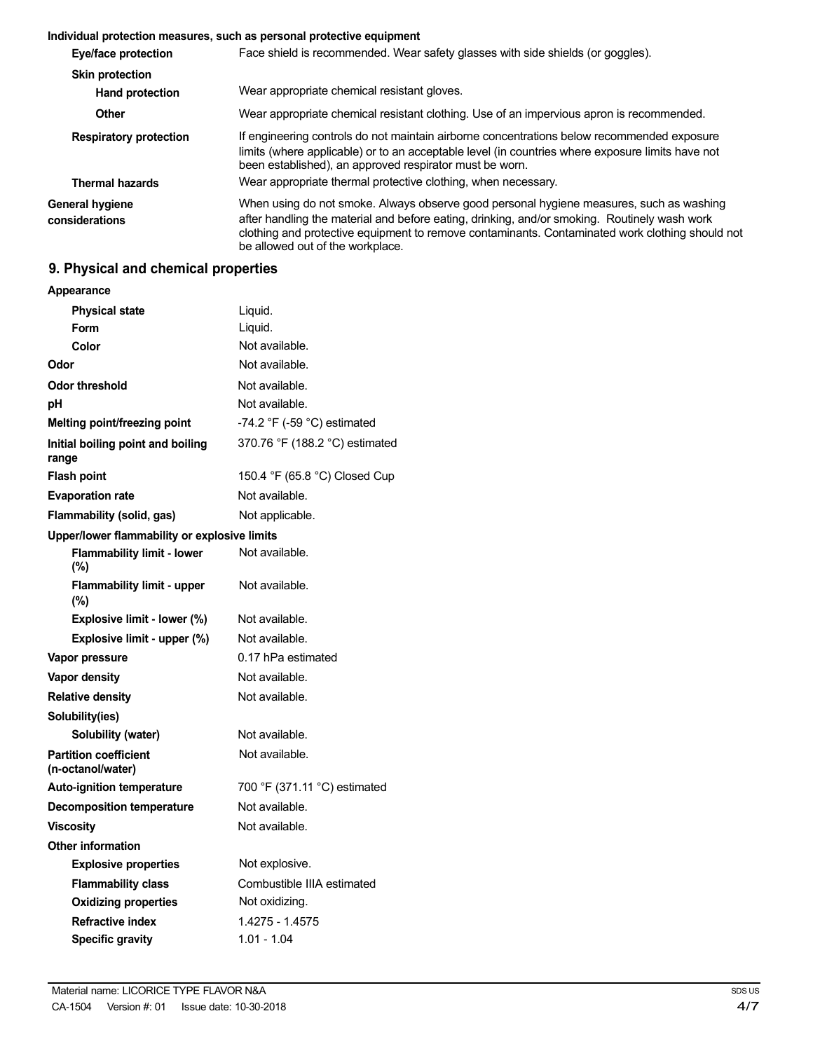**Individual protection measures, such as personal protective equipment**

| | |
|---|---|
| **Eye/face protection** | Face shield is recommended. Wear safety glasses with side shields (or goggles). |
| **Skin protection** | |
| **Hand protection** | Wear appropriate chemical resistant gloves. |
| **Other** | Wear appropriate chemical resistant clothing. Use of an impervious apron is recommended. |
| **Respiratory protection** | If engineering controls do not maintain airborne concentrations below recommended exposure limits (where applicable) or to an acceptable level (in countries where exposure limits have not been established), an approved respirator must be worn. |
| **Thermal hazards** | Wear appropriate thermal protective clothing, when necessary. |
| **General hygiene considerations** | When using do not smoke. Always observe good personal hygiene measures, such as washing after handling the material and before eating, drinking, and/or smoking. Routinely wash work clothing and protective equipment to remove contaminants. Contaminated work clothing should not be allowed out of the workplace. |

## 9. Physical and chemical properties

| | |
|---|---|
| **Appearance** | |
| **Physical state** | Liquid. |
| **Form** | Liquid. |
| **Color** | Not available. |
| **Odor** | Not available. |
| **Odor threshold** | Not available. |
| **pH** | Not available. |
| **Melting point/freezing point** | -74.2 °F (-59 °C) estimated |
| **Initial boiling point and boiling range** | 370.76 °F (188.2 °C) estimated |
| **Flash point** | 150.4 °F (65.8 °C) Closed Cup |
| **Evaporation rate** | Not available. |
| **Flammability (solid, gas)** | Not applicable. |
| **Upper/lower flammability or explosive limits** | |
| **Flammability limit - lower (%)** | Not available. |
| **Flammability limit - upper (%)** | Not available. |
| **Explosive limit - lower (%)** | Not available. |
| **Explosive limit - upper (%)** | Not available. |
| **Vapor pressure** | 0.17 hPa estimated |
| **Vapor density** | Not available. |
| **Relative density** | Not available. |
| **Solubility(ies)** | |
| **Solubility (water)** | Not available. |
| **Partition coefficient (n-octanol/water)** | Not available. |
| **Auto-ignition temperature** | 700 °F (371.11 °C) estimated |
| **Decomposition temperature** | Not available. |
| **Viscosity** | Not available. |
| **Other information** | |
| **Explosive properties** | Not explosive. |
| **Flammability class** | Combustible IIIA estimated |
| **Oxidizing properties** | Not oxidizing. |
| **Refractive index** | 1.4275 - 1.4575 |
| **Specific gravity** | 1.01 - 1.04 |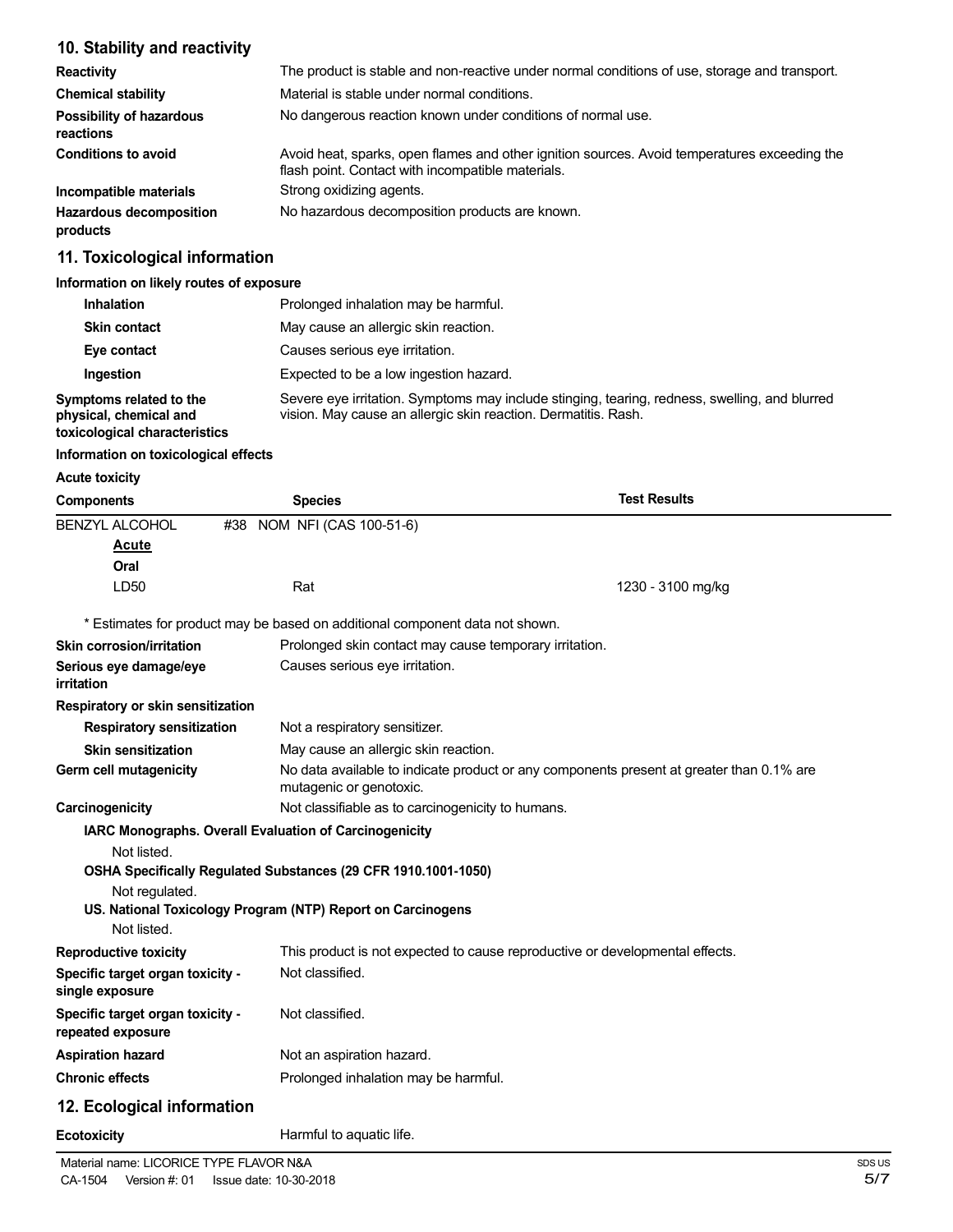## 10. Stability and reactivity

| | |
|---|---|
| **Reactivity** | The product is stable and non-reactive under normal conditions of use, storage and transport. |
| **Chemical stability** | Material is stable under normal conditions. |
| **Possibility of hazardous reactions** | No dangerous reaction known under conditions of normal use. |
| **Conditions to avoid** | Avoid heat, sparks, open flames and other ignition sources. Avoid temperatures exceeding the flash point. Contact with incompatible materials. |
| **Incompatible materials** | Strong oxidizing agents. |
| **Hazardous decomposition products** | No hazardous decomposition products are known. |

## 11. Toxicological information

**Information on likely routes of exposure**

| | |
|---|---|
| **Inhalation** | Prolonged inhalation may be harmful. |
| **Skin contact** | May cause an allergic skin reaction. |
| **Eye contact** | Causes serious eye irritation. |
| **Ingestion** | Expected to be a low ingestion hazard. |
| **Symptoms related to the physical, chemical and toxicological characteristics** | Severe eye irritation. Symptoms may include stinging, tearing, redness, swelling, and blurred vision. May cause an allergic skin reaction. Dermatitis. Rash. |

**Information on toxicological effects**

**Acute toxicity**

| Components | Species | Test Results |
|---|---|---|
| BENZYL ALCOHOL #38 NOM NFI (CAS 100-51-6) | | |
| **Acute** | | |
| **Oral** | | |
| LD50 | Rat | 1230 - 3100 mg/kg |

\* Estimates for product may be based on additional component data not shown.

| | |
|---|---|
| **Skin corrosion/irritation** | Prolonged skin contact may cause temporary irritation. |
| **Serious eye damage/eye irritation** | Causes serious eye irritation. |
| **Respiratory or skin sensitization** | |
| **Respiratory sensitization** | Not a respiratory sensitizer. |
| **Skin sensitization** | May cause an allergic skin reaction. |
| **Germ cell mutagenicity** | No data available to indicate product or any components present at greater than 0.1% are mutagenic or genotoxic. |
| **Carcinogenicity** | Not classifiable as to carcinogenicity to humans. |

**IARC Monographs. Overall Evaluation of Carcinogenicity**

Not listed.

**OSHA Specifically Regulated Substances (29 CFR 1910.1001-1050)**

Not regulated.

**US. National Toxicology Program (NTP) Report on Carcinogens**

Not listed.

| | |
|---|---|
| **Reproductive toxicity** | This product is not expected to cause reproductive or developmental effects. |
| **Specific target organ toxicity - single exposure** | Not classified. |
| **Specific target organ toxicity - repeated exposure** | Not classified. |
| **Aspiration hazard** | Not an aspiration hazard. |
| **Chronic effects** | Prolonged inhalation may be harmful. |

## 12. Ecological information

| | |
|---|---|
| **Ecotoxicity** | Harmful to aquatic life. |

Material name: LICORICE TYPE FLAVOR N&A

CA-1504 Version #: 01 Issue date: 10-30-2018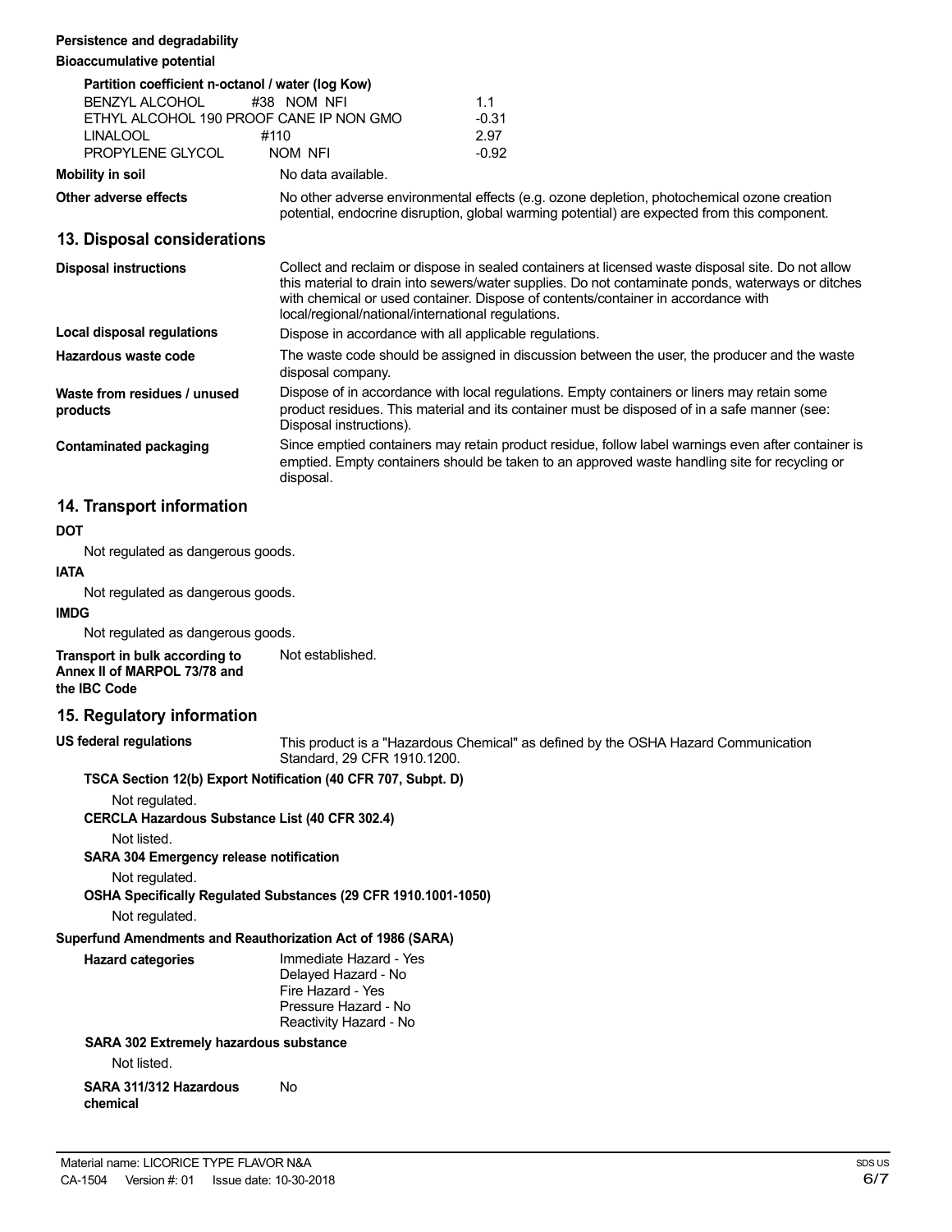**Persistence and degradability**

**Bioaccumulative potential**

**Partition coefficient n-octanol / water (log Kow)**

| | |
|---|---|
| BENZYL ALCOHOL #38 NOM NFI | 1.1 |
| ETHYL ALCOHOL 190 PROOF CANE IP NON GMO | -0.31 |
| LINALOOL #110 | 2.97 |
| PROPYLENE GLYCOL NOM NFI | -0.92 |

**Mobility in soil** No data available.

**Other adverse effects** No other adverse environmental effects (e.g. ozone depletion, photochemical ozone creation potential, endocrine disruption, global warming potential) are expected from this component.

## 13. Disposal considerations

**Disposal instructions** Collect and reclaim or dispose in sealed containers at licensed waste disposal site. Do not allow this material to drain into sewers/water supplies. Do not contaminate ponds, waterways or ditches with chemical or used container. Dispose of contents/container in accordance with local/regional/national/international regulations.

**Local disposal regulations** Dispose in accordance with all applicable regulations.

**Hazardous waste code** The waste code should be assigned in discussion between the user, the producer and the waste disposal company.

**Waste from residues / unused products** Dispose of in accordance with local regulations. Empty containers or liners may retain some product residues. This material and its container must be disposed of in a safe manner (see: Disposal instructions).

**Contaminated packaging** Since emptied containers may retain product residue, follow label warnings even after container is emptied. Empty containers should be taken to an approved waste handling site for recycling or disposal.

## 14. Transport information

**DOT**

Not regulated as dangerous goods.

**IATA**

Not regulated as dangerous goods.

**IMDG**

Not regulated as dangerous goods.

**Transport in bulk according to Annex II of MARPOL 73/78 and the IBC Code** Not established.

## 15. Regulatory information

**US federal regulations** This product is a "Hazardous Chemical" as defined by the OSHA Hazard Communication Standard, 29 CFR 1910.1200.

**TSCA Section 12(b) Export Notification (40 CFR 707, Subpt. D)**

Not regulated.

**CERCLA Hazardous Substance List (40 CFR 302.4)**

Not listed.

**SARA 304 Emergency release notification**

Not regulated.

**OSHA Specifically Regulated Substances (29 CFR 1910.1001-1050)**

Not regulated.

**Superfund Amendments and Reauthorization Act of 1986 (SARA)**

**Hazard categories**
Immediate Hazard - Yes
Delayed Hazard - No
Fire Hazard - Yes
Pressure Hazard - No
Reactivity Hazard - No

**SARA 302 Extremely hazardous substance**

Not listed.

**SARA 311/312 Hazardous chemical** No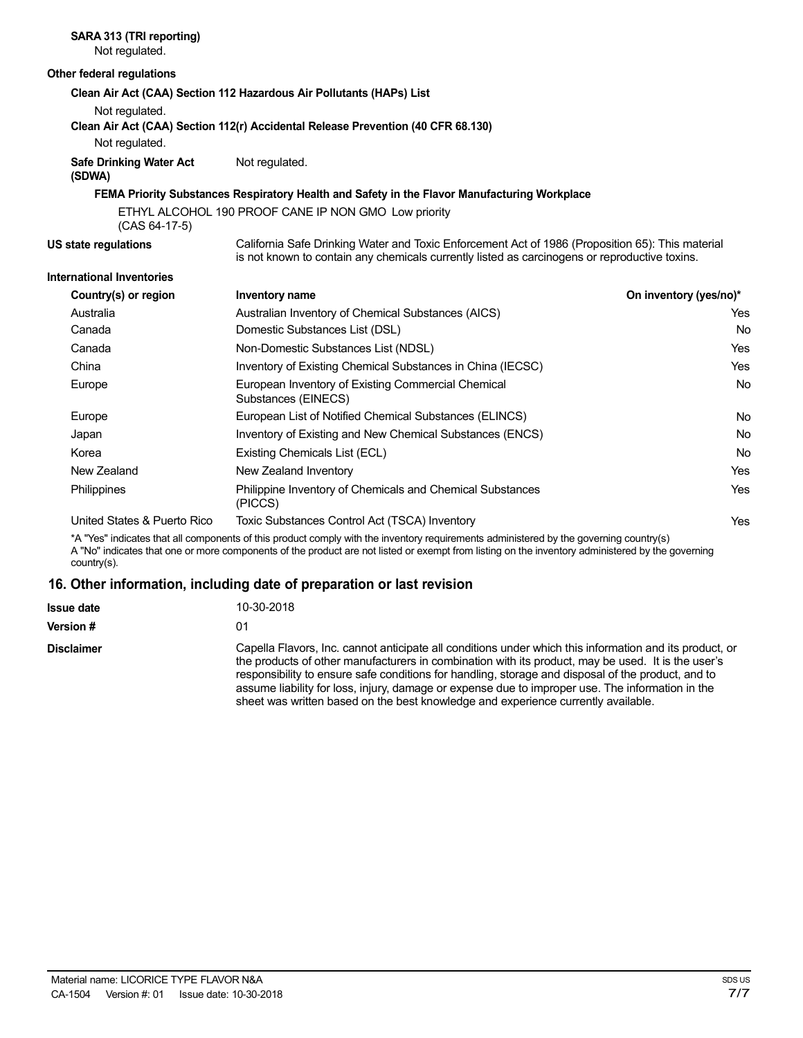**SARA 313 (TRI reporting)**

Not regulated.

**Other federal regulations**

**Clean Air Act (CAA) Section 112 Hazardous Air Pollutants (HAPs) List**

Not regulated.

**Clean Air Act (CAA) Section 112(r) Accidental Release Prevention (40 CFR 68.130)**

Not regulated.

**Safe Drinking Water Act (SDWA)** Not regulated.

**FEMA Priority Substances Respiratory Health and Safety in the Flavor Manufacturing Workplace**

ETHYL ALCOHOL 190 PROOF CANE IP NON GMO Low priority (CAS 64-17-5)

**US state regulations** California Safe Drinking Water and Toxic Enforcement Act of 1986 (Proposition 65): This material is not known to contain any chemicals currently listed as carcinogens or reproductive toxins.

**International Inventories**

| Country(s) or region | Inventory name | On inventory (yes/no)* |
|---|---|---|
| Australia | Australian Inventory of Chemical Substances (AICS) | Yes |
| Canada | Domestic Substances List (DSL) | No |
| Canada | Non-Domestic Substances List (NDSL) | Yes |
| China | Inventory of Existing Chemical Substances in China (IECSC) | Yes |
| Europe | European Inventory of Existing Commercial Chemical Substances (EINECS) | No |
| Europe | European List of Notified Chemical Substances (ELINCS) | No |
| Japan | Inventory of Existing and New Chemical Substances (ENCS) | No |
| Korea | Existing Chemicals List (ECL) | No |
| New Zealand | New Zealand Inventory | Yes |
| Philippines | Philippine Inventory of Chemicals and Chemical Substances (PICCS) | Yes |
| United States & Puerto Rico | Toxic Substances Control Act (TSCA) Inventory | Yes |

*A "Yes" indicates that all components of this product comply with the inventory requirements administered by the governing country(s)
A "No" indicates that one or more components of the product are not listed or exempt from listing on the inventory administered by the governing country(s).

## 16. Other information, including date of preparation or last revision

**Issue date** 10-30-2018

**Version #** 01

**Disclaimer** Capella Flavors, Inc. cannot anticipate all conditions under which this information and its product, or the products of other manufacturers in combination with its product, may be used. It is the user's responsibility to ensure safe conditions for handling, storage and disposal of the product, and to assume liability for loss, injury, damage or expense due to improper use. The information in the sheet was written based on the best knowledge and experience currently available.